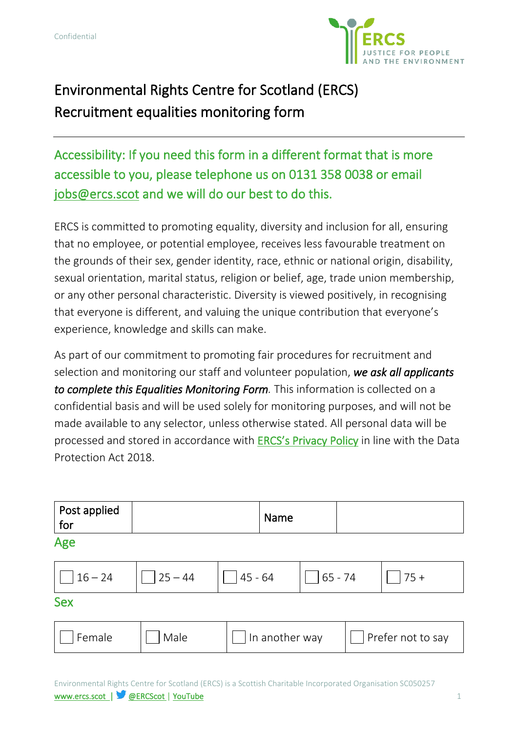Confidential

# Environmental Rights Centre for Scotland (ERCS) Recruitment equalities monitoring form

Accessibility: If you need this form in a different format that is more accessible to you, please telephone us on 0131 358 0038 or email jobs@ercs.scot and we will do our best to do this.

ERCS is committed to promoting equality, diversity and inclusion for all, ensuring that no employee, or potential employee, receives less favourable treatment on the grounds of their sex, gender identity, race, ethnic or national origin, disability, sexual orientation, marital status, religion or belief, age, trade union membership, or any other personal characteristic. Diversity is viewed positively, in recognising that everyone is different, and valuing the unique contribution that everyone's experience, knowledge and skills can make.

As part of our commitment to promoting fair procedures for recruitment and selection and monitoring our staff and volunteer population, ***we ask all applicants to complete this Equalities Monitoring Form***. This information is collected on a confidential basis and will be used solely for monitoring purposes, and will not be made available to any selector, unless otherwise stated. All personal data will be processed and stored in accordance with ERCS's Privacy Policy in line with the Data Protection Act 2018.

| Post applied for | | Name | |
|---|---|---|---|

## Age

| ☐ 16 – 24 | ☐ 25 – 44 | ☐ 45 - 64 | ☐ 65 - 74 | ☐ 75 + |
|---|---|---|---|---|

## Sex

| ☐ Female | ☐ Male | ☐ In another way | ☐ Prefer not to say |
|---|---|---|---|

Environmental Rights Centre for Scotland (ERCS) is a Scottish Charitable Incorporated Organisation SC050257
www.ercs.scot | @ERCScot | YouTube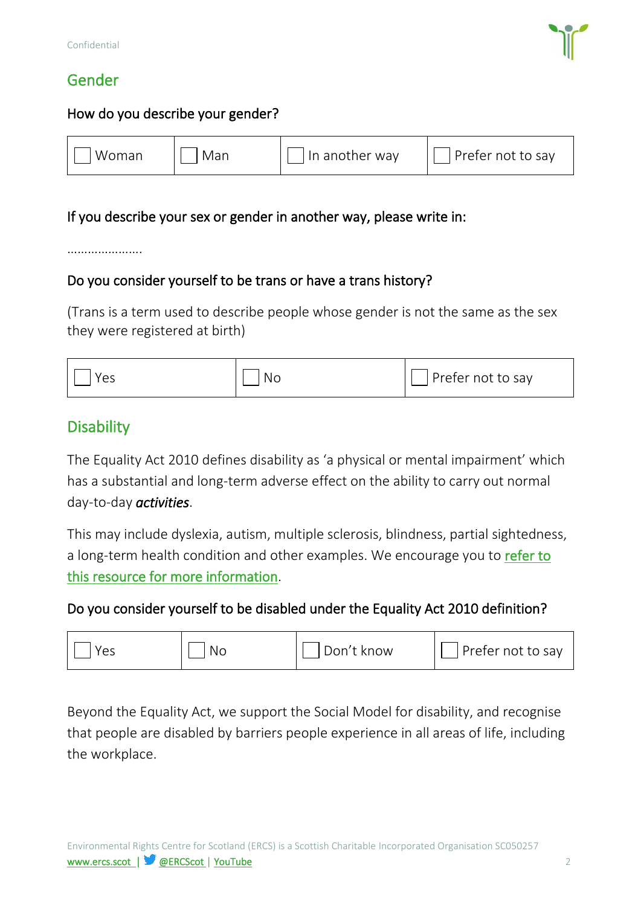Confidential

## Gender

**How do you describe your gender?**

| ☐ Woman | ☐ Man | ☐ In another way | ☐ Prefer not to say |
|---|---|---|---|

**If you describe your sex or gender in another way, please write in:**

………………….

**Do you consider yourself to be trans or have a trans history?**

(Trans is a term used to describe people whose gender is not the same as the sex they were registered at birth)

| ☐ Yes | ☐ No | ☐ Prefer not to say |
|---|---|---|

## Disability

The Equality Act 2010 defines disability as 'a physical or mental impairment' which has a substantial and long-term adverse effect on the ability to carry out normal day-to-day ***activities***.

This may include dyslexia, autism, multiple sclerosis, blindness, partial sightedness, a long-term health condition and other examples. We encourage you to refer to this resource for more information.

**Do you consider yourself to be disabled under the Equality Act 2010 definition?**

| ☐ Yes | ☐ No | ☐ Don't know | ☐ Prefer not to say |
|---|---|---|---|

Beyond the Equality Act, we support the Social Model for disability, and recognise that people are disabled by barriers people experience in all areas of life, including the workplace.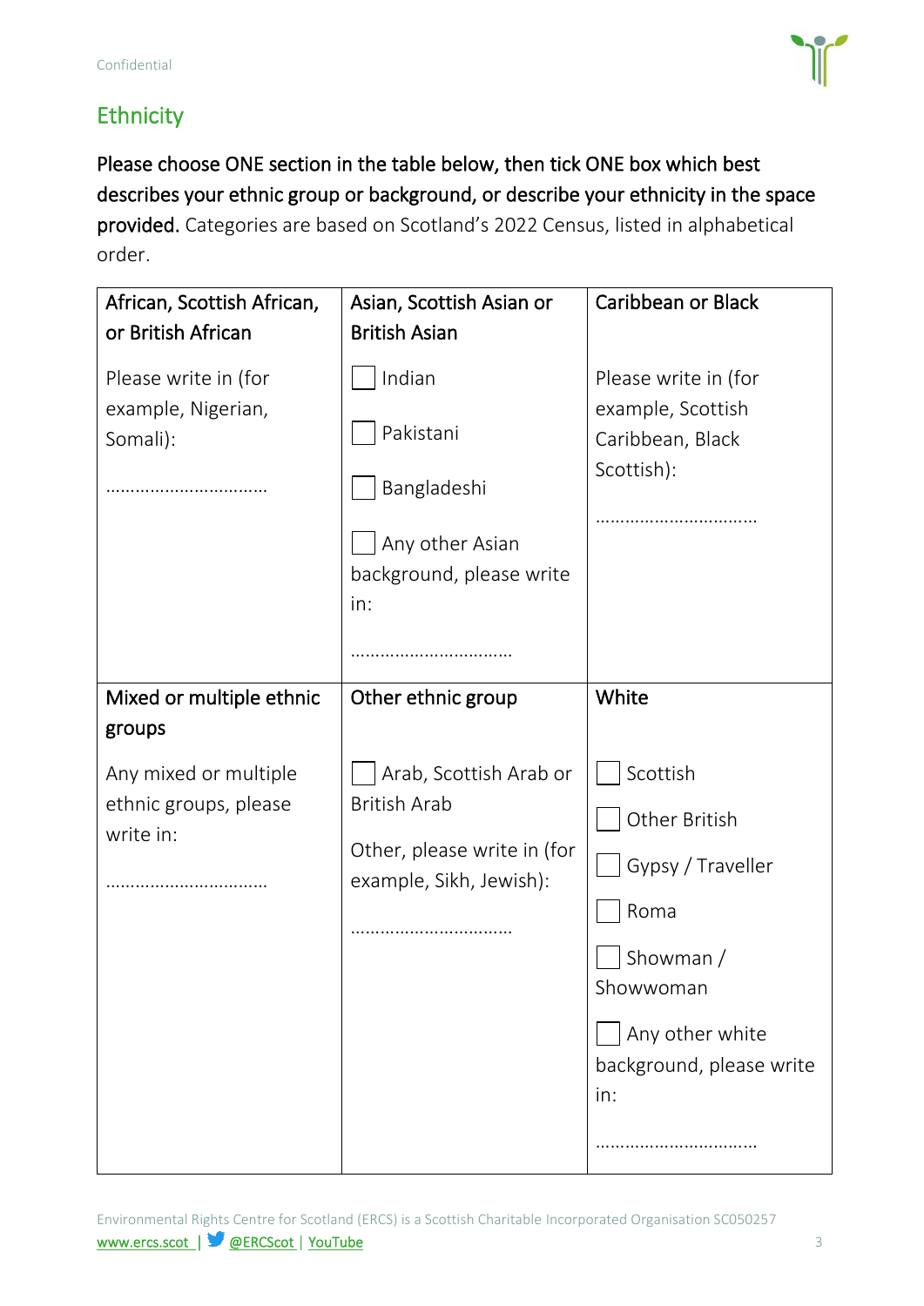Confidential

## Ethnicity

**Please choose ONE section in the table below, then tick ONE box which best describes your ethnic group or background, or describe your ethnicity in the space provided.** Categories are based on Scotland's 2022 Census, listed in alphabetical order.

| African, Scottish African, or British African | Asian, Scottish Asian or British Asian | Caribbean or Black |
|---|---|---|
| Please write in (for example, Nigerian, Somali):<br><br>……………………………. | ☐ Indian<br><br>☐ Pakistani<br><br>☐ Bangladeshi<br><br>☐ Any other Asian background, please write in:<br><br>……………………………. | Please write in (for example, Scottish Caribbean, Black Scottish):<br><br>……………………………. |
| **Mixed or multiple ethnic groups** | **Other ethnic group** | **White** |
| Any mixed or multiple ethnic groups, please write in:<br><br>……………………………. | ☐ Arab, Scottish Arab or British Arab<br><br>Other, please write in (for example, Sikh, Jewish):<br><br>……………………………. | ☐ Scottish<br><br>☐ Other British<br><br>☐ Gypsy / Traveller<br><br>☐ Roma<br><br>☐ Showman / Showwoman<br><br>☐ Any other white background, please write in:<br><br>……………………………. |

Environmental Rights Centre for Scotland (ERCS) is a Scottish Charitable Incorporated Organisation SC050257
www.ercs.scot | @ERCScot | YouTube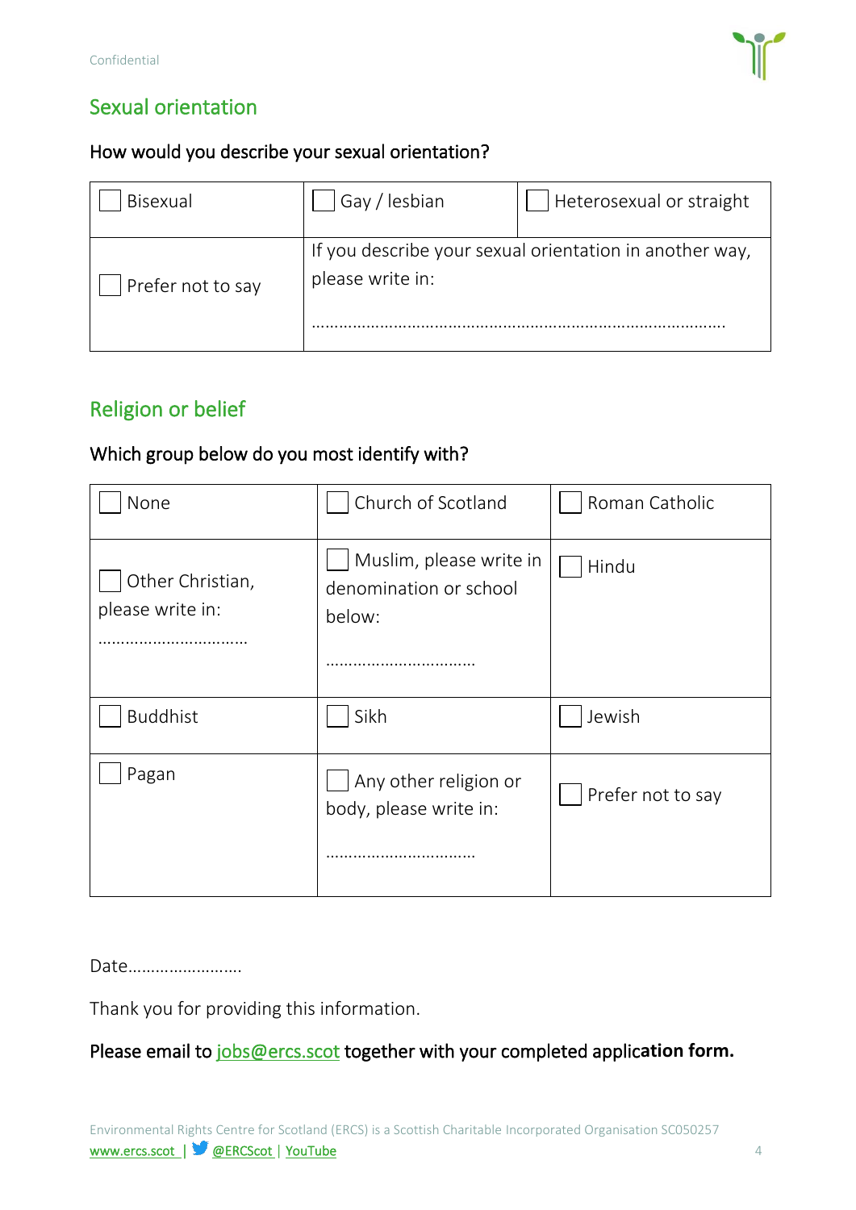## Sexual orientation

### How would you describe your sexual orientation?

| | | |
|---|---|---|
| ☐ Bisexual | ☐ Gay / lesbian | ☐ Heterosexual or straight |
| ☐ Prefer not to say | If you describe your sexual orientation in another way, please write in: ………………………………………………………………………………… | |

## Religion or belief

### Which group below do you most identify with?

| | | |
|---|---|---|
| ☐ None | ☐ Church of Scotland | ☐ Roman Catholic |
| ☐ Other Christian, please write in: …………………………… | ☐ Muslim, please write in denomination or school below: …………………………… | ☐ Hindu |
| ☐ Buddhist | ☐ Sikh | ☐ Jewish |
| ☐ Pagan | ☐ Any other religion or body, please write in: …………………………… | ☐ Prefer not to say |

Date……………………

Thank you for providing this information.

**Please email to jobs@ercs.scot together with your completed application form.**